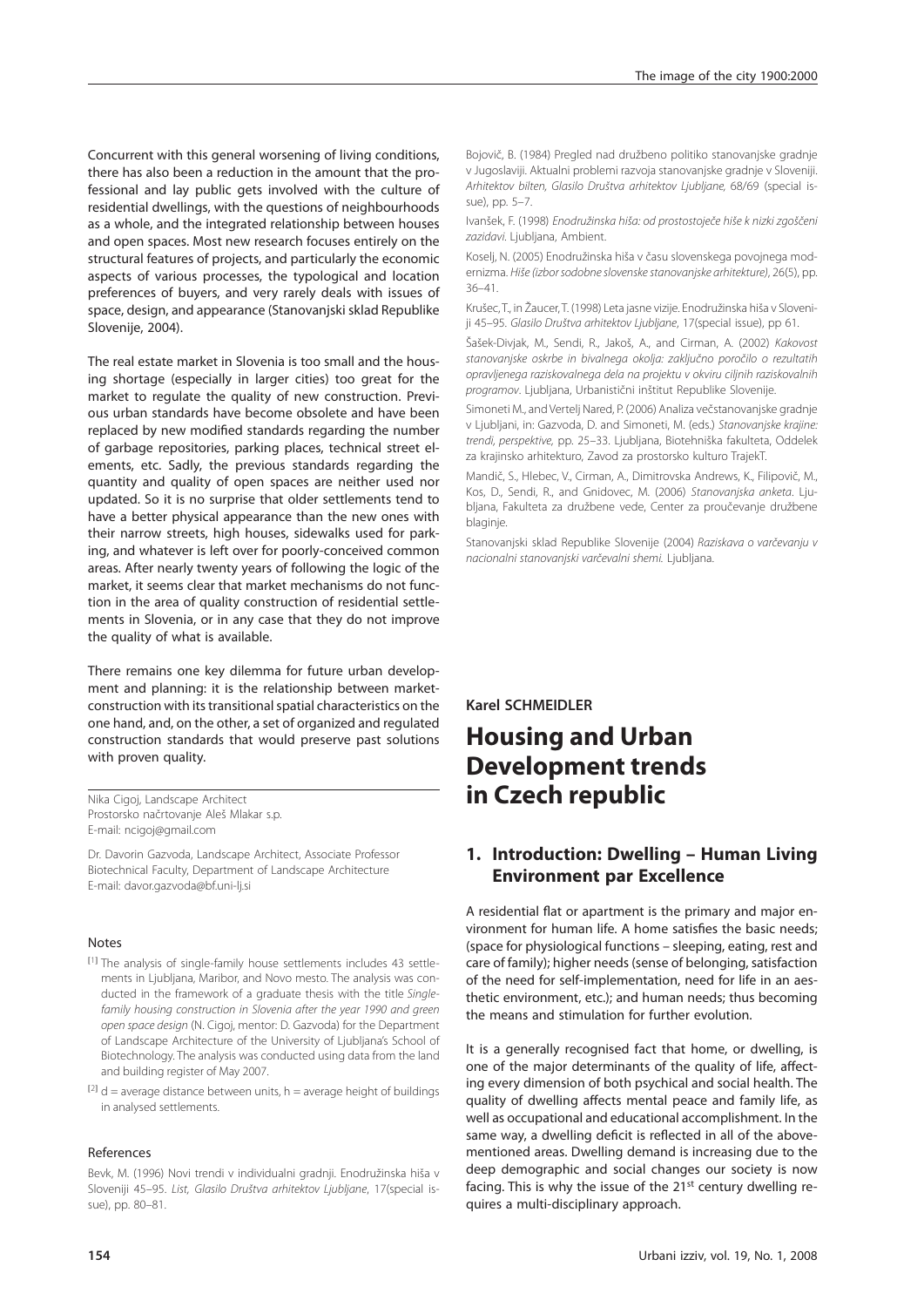Concurrent with this general worsening of living conditions, there has also been a reduction in the amount that the professional and lay public gets involved with the culture of residential dwellings, with the questions of neighbourhoods as a whole, and the integrated relationship between houses and open spaces. Most new research focuses entirely on the structural features of projects, and particularly the economic aspects of various processes, the typological and location preferences of buyers, and very rarely deals with issues of space, design, and appearance (Stanovanjski sklad Republike Slovenije, 2004).

The real estate market in Slovenia is too small and the housing shortage (especially in larger cities) too great for the market to regulate the quality of new construction. Previous urban standards have become obsolete and have been replaced by new modified standards regarding the number of garbage repositories, parking places, technical street elements, etc. Sadly, the previous standards regarding the quantity and quality of open spaces are neither used nor updated. So it is no surprise that older settlements tend to have a better physical appearance than the new ones with their narrow streets, high houses, sidewalks used for parking, and whatever is left over for poorly-conceived common areas. After nearly twenty years of following the logic of the market, it seems clear that market mechanisms do not function in the area of quality construction of residential settlements in Slovenia, or in any case that they do not improve the quality of what is available.

There remains one key dilemma for future urban development and planning: it is the relationship between market-construction with its transitional spatial characteristics on the one hand, and, on the other, a set of organized and regulated construction standards that would preserve past solutions with proven quality.

Nika Cigoj, Landscape Architect
Prostorsko načrtovanje Aleš Mlakar s.p.
E-mail: ncigoj@gmail.com

Dr. Davorin Gazvoda, Landscape Architect, Associate Professor
Biotechnical Faculty, Department of Landscape Architecture
E-mail: davor.gazvoda@bf.uni-lj.si

### Notes

[1] The analysis of single-family house settlements includes 43 settlements in Ljubljana, Maribor, and Novo mesto. The analysis was conducted in the framework of a graduate thesis with the title *Single-family housing construction in Slovenia after the year 1990 and green open space design* (N. Cigoj, mentor: D. Gazvoda) for the Department of Landscape Architecture of the University of Ljubljana's School of Biotechnology. The analysis was conducted using data from the land and building register of May 2007.

[2] d = average distance between units, h = average height of buildings in analysed settlements.

### References

Bevk, M. (1996) Novi trendi v individualni gradnji. Enodružinska hiša v Sloveniji 45–95. *List, Glasilo Društva arhitektov Ljubljane*, 17(special issue), pp. 80–81.

Bojovič, B. (1984) Pregled nad družbeno politiko stanovanjske gradnje v Jugoslaviji. Aktualni problemi razvoja stanovanjske gradnje v Sloveniji. *Arhitektov bilten, Glasilo Društva arhitektov Ljubljane,* 68/69 (special issue), pp. 5–7.

Ivanšek, F. (1998) *Enodružinska hiša: od prostostoječe hiše k nizki zgoščeni zazidavi*. Ljubljana, Ambient.

Koselj, N. (2005) Enodružinska hiša v času slovenskega povojnega modernizma. *Hiše (izbor sodobne slovenske stanovanjske arhitekture)*, 26(5), pp. 36–41.

Krušec, T., in Žaucer, T. (1998) Leta jasne vizije. Enodružinska hiša v Sloveniji 45–95. *Glasilo Društva arhitektov Ljubljane*, 17(special issue), pp 61.

Šašek-Divjak, M., Sendi, R., Jakoš, A., and Cirman, A. (2002) *Kakovost stanovanjske oskrbe in bivalnega okolja: zaključno poročilo o rezultatih opravljenega raziskovalnega dela na projektu v okviru ciljnih raziskovalnih programov*. Ljubljana, Urbanistični inštitut Republike Slovenije.

Simoneti M., and Vertelj Nared, P. (2006) Analiza večstanovanjske gradnje v Ljubljani, in: Gazvoda, D. and Simoneti, M. (eds.) *Stanovanjske krajine: trendi, perspektive,* pp. 25–33. Ljubljana, Biotehniška fakulteta, Oddelek za krajinsko arhitekturo, Zavod za prostorsko kulturo TrajekT.

Mandič, S., Hlebec, V., Cirman, A., Dimitrovska Andrews, K., Filipovič, M., Kos, D., Sendi, R., and Gnidovec, M. (2006) *Stanovanjska anketa*. Ljubljana, Fakulteta za družbene vede, Center za proučevanje družbene blaginje.

Stanovanjski sklad Republike Slovenije (2004) *Raziskava o varčevanju v nacionalni stanovanjski varčevalni shemi.* Ljubljana.

**Karel SCHMEIDLER**

# Housing and Urban Development trends in Czech republic

## 1. Introduction: Dwelling – Human Living Environment par Excellence

A residential flat or apartment is the primary and major environment for human life. A home satisfies the basic needs; (space for physiological functions – sleeping, eating, rest and care of family); higher needs (sense of belonging, satisfaction of the need for self-implementation, need for life in an aesthetic environment, etc.); and human needs; thus becoming the means and stimulation for further evolution.

It is a generally recognised fact that home, or dwelling, is one of the major determinants of the quality of life, affecting every dimension of both psychical and social health. The quality of dwelling affects mental peace and family life, as well as occupational and educational accomplishment. In the same way, a dwelling deficit is reflected in all of the above-mentioned areas. Dwelling demand is increasing due to the deep demographic and social changes our society is now facing. This is why the issue of the 21st century dwelling requires a multi-disciplinary approach.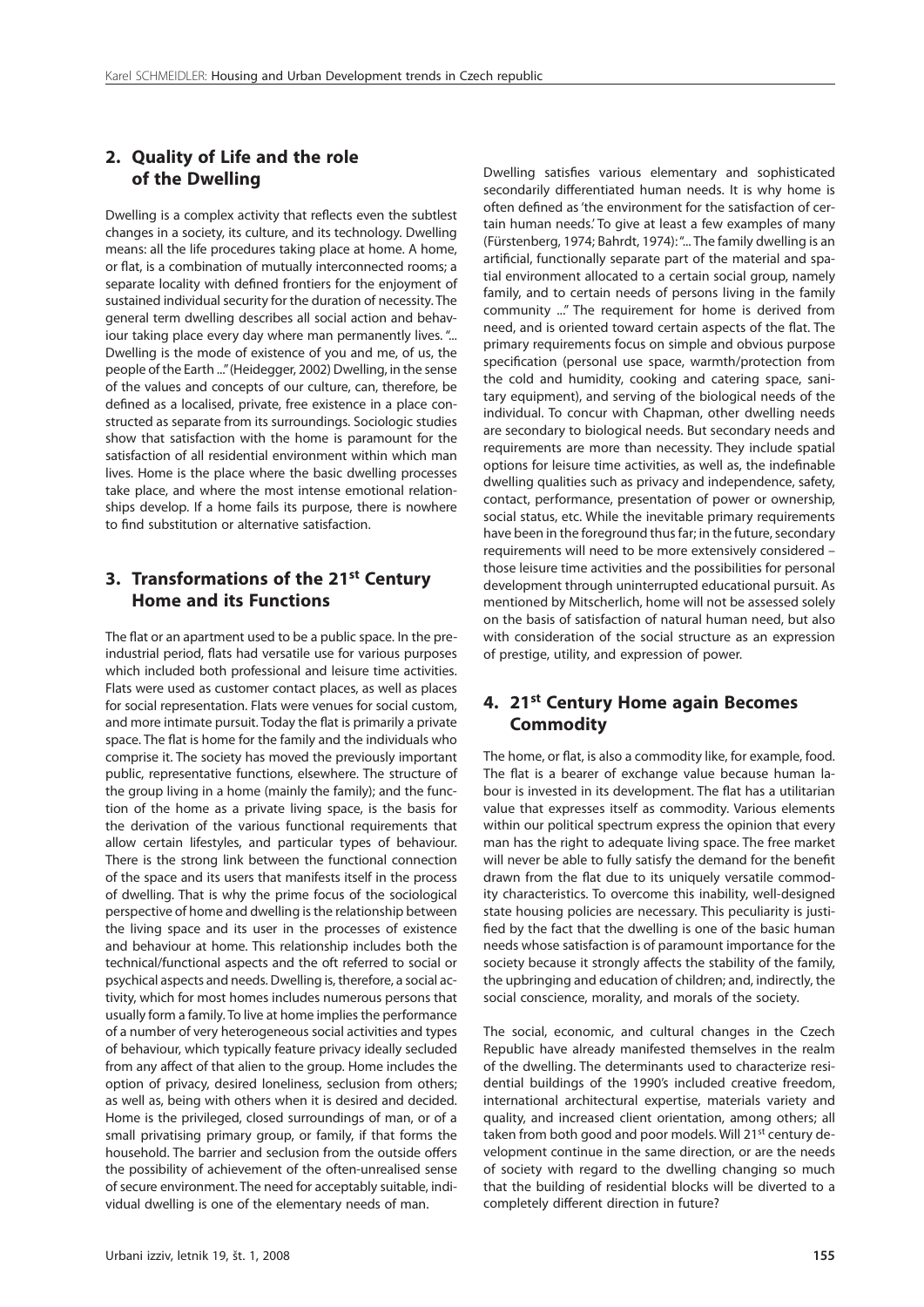## 2. Quality of Life and the role of the Dwelling

Dwelling is a complex activity that reflects even the subtlest changes in a society, its culture, and its technology. Dwelling means: all the life procedures taking place at home. A home, or flat, is a combination of mutually interconnected rooms; a separate locality with defined frontiers for the enjoyment of sustained individual security for the duration of necessity. The general term dwelling describes all social action and behaviour taking place every day where man permanently lives. "... Dwelling is the mode of existence of you and me, of us, the people of the Earth ..." (Heidegger, 2002) Dwelling, in the sense of the values and concepts of our culture, can, therefore, be defined as a localised, private, free existence in a place constructed as separate from its surroundings. Sociologic studies show that satisfaction with the home is paramount for the satisfaction of all residential environment within which man lives. Home is the place where the basic dwelling processes take place, and where the most intense emotional relationships develop. If a home fails its purpose, there is nowhere to find substitution or alternative satisfaction.

## 3. Transformations of the 21st Century Home and its Functions

The flat or an apartment used to be a public space. In the pre-industrial period, flats had versatile use for various purposes which included both professional and leisure time activities. Flats were used as customer contact places, as well as places for social representation. Flats were venues for social custom, and more intimate pursuit. Today the flat is primarily a private space. The flat is home for the family and the individuals who comprise it. The society has moved the previously important public, representative functions, elsewhere. The structure of the group living in a home (mainly the family); and the function of the home as a private living space, is the basis for the derivation of the various functional requirements that allow certain lifestyles, and particular types of behaviour. There is the strong link between the functional connection of the space and its users that manifests itself in the process of dwelling. That is why the prime focus of the sociological perspective of home and dwelling is the relationship between the living space and its user in the processes of existence and behaviour at home. This relationship includes both the technical/functional aspects and the oft referred to social or psychical aspects and needs. Dwelling is, therefore, a social activity, which for most homes includes numerous persons that usually form a family. To live at home implies the performance of a number of very heterogeneous social activities and types of behaviour, which typically feature privacy ideally secluded from any affect of that alien to the group. Home includes the option of privacy, desired loneliness, seclusion from others; as well as, being with others when it is desired and decided. Home is the privileged, closed surroundings of man, or of a small privatising primary group, or family, if that forms the household. The barrier and seclusion from the outside offers the possibility of achievement of the often-unrealised sense of secure environment. The need for acceptably suitable, individual dwelling is one of the elementary needs of man.

Dwelling satisfies various elementary and sophisticated secondarily differentiated human needs. It is why home is often defined as 'the environment for the satisfaction of certain human needs.' To give at least a few examples of many (Fürstenberg, 1974; Bahrdt, 1974): "... The family dwelling is an artificial, functionally separate part of the material and spatial environment allocated to a certain social group, namely family, and to certain needs of persons living in the family community ..." The requirement for home is derived from need, and is oriented toward certain aspects of the flat. The primary requirements focus on simple and obvious purpose specification (personal use space, warmth/protection from the cold and humidity, cooking and catering space, sanitary equipment), and serving of the biological needs of the individual. To concur with Chapman, other dwelling needs are secondary to biological needs. But secondary needs and requirements are more than necessity. They include spatial options for leisure time activities, as well as, the indefinable dwelling qualities such as privacy and independence, safety, contact, performance, presentation of power or ownership, social status, etc. While the inevitable primary requirements have been in the foreground thus far; in the future, secondary requirements will need to be more extensively considered – those leisure time activities and the possibilities for personal development through uninterrupted educational pursuit. As mentioned by Mitscherlich, home will not be assessed solely on the basis of satisfaction of natural human need, but also with consideration of the social structure as an expression of prestige, utility, and expression of power.

## 4. 21st Century Home again Becomes Commodity

The home, or flat, is also a commodity like, for example, food. The flat is a bearer of exchange value because human labour is invested in its development. The flat has a utilitarian value that expresses itself as commodity. Various elements within our political spectrum express the opinion that every man has the right to adequate living space. The free market will never be able to fully satisfy the demand for the benefit drawn from the flat due to its uniquely versatile commodity characteristics. To overcome this inability, well-designed state housing policies are necessary. This peculiarity is justified by the fact that the dwelling is one of the basic human needs whose satisfaction is of paramount importance for the society because it strongly affects the stability of the family, the upbringing and education of children; and, indirectly, the social conscience, morality, and morals of the society.

The social, economic, and cultural changes in the Czech Republic have already manifested themselves in the realm of the dwelling. The determinants used to characterize residential buildings of the 1990's included creative freedom, international architectural expertise, materials variety and quality, and increased client orientation, among others; all taken from both good and poor models. Will 21st century development continue in the same direction, or are the needs of society with regard to the dwelling changing so much that the building of residential blocks will be diverted to a completely different direction in future?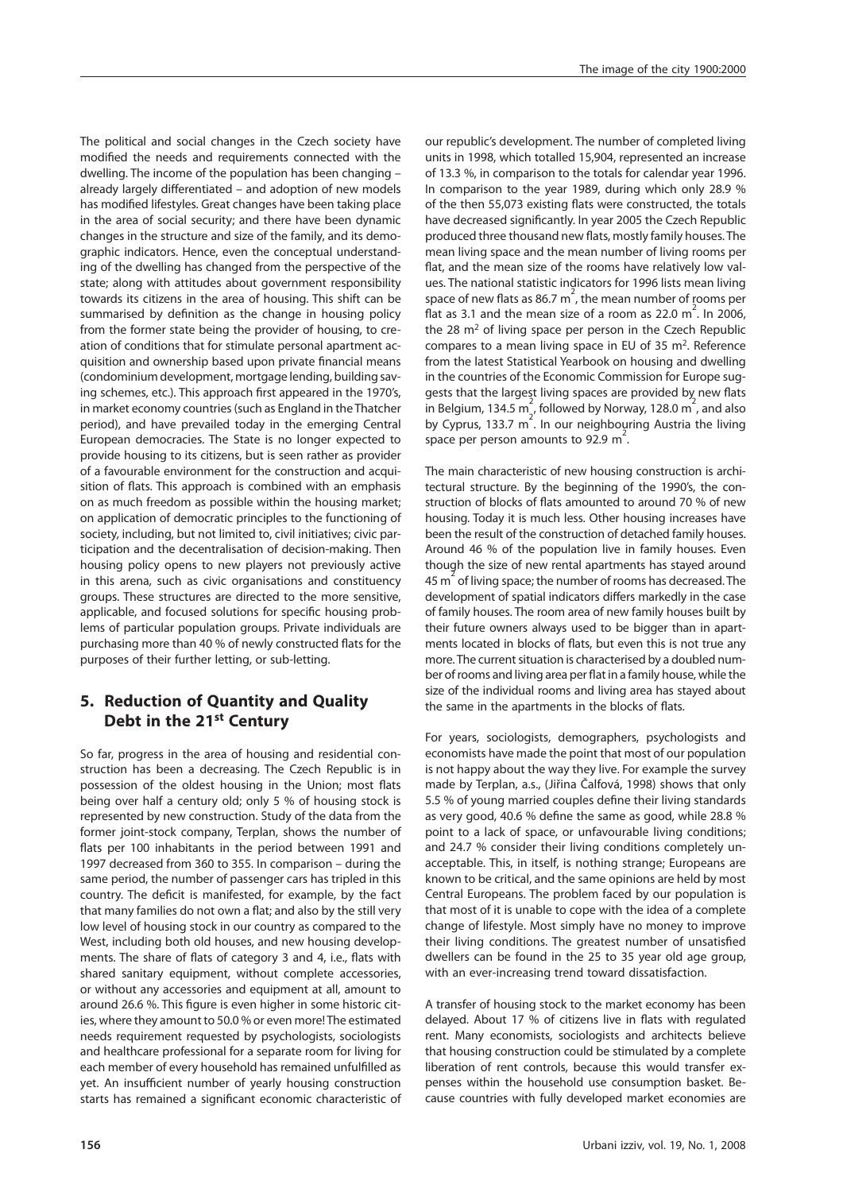The political and social changes in the Czech society have modified the needs and requirements connected with the dwelling. The income of the population has been changing – already largely differentiated – and adoption of new models has modified lifestyles. Great changes have been taking place in the area of social security; and there have been dynamic changes in the structure and size of the family, and its demographic indicators. Hence, even the conceptual understanding of the dwelling has changed from the perspective of the state; along with attitudes about government responsibility towards its citizens in the area of housing. This shift can be summarised by definition as the change in housing policy from the former state being the provider of housing, to creation of conditions that for stimulate personal apartment acquisition and ownership based upon private financial means (condominium development, mortgage lending, building saving schemes, etc.). This approach first appeared in the 1970's, in market economy countries (such as England in the Thatcher period), and have prevailed today in the emerging Central European democracies. The State is no longer expected to provide housing to its citizens, but is seen rather as provider of a favourable environment for the construction and acquisition of flats. This approach is combined with an emphasis on as much freedom as possible within the housing market; on application of democratic principles to the functioning of society, including, but not limited to, civil initiatives; civic participation and the decentralisation of decision-making. Then housing policy opens to new players not previously active in this arena, such as civic organisations and constituency groups. These structures are directed to the more sensitive, applicable, and focused solutions for specific housing problems of particular population groups. Private individuals are purchasing more than 40 % of newly constructed flats for the purposes of their further letting, or sub-letting.

## 5. Reduction of Quantity and Quality Debt in the 21st Century

So far, progress in the area of housing and residential construction has been a decreasing. The Czech Republic is in possession of the oldest housing in the Union; most flats being over half a century old; only 5 % of housing stock is represented by new construction. Study of the data from the former joint-stock company, Terplan, shows the number of flats per 100 inhabitants in the period between 1991 and 1997 decreased from 360 to 355. In comparison – during the same period, the number of passenger cars has tripled in this country. The deficit is manifested, for example, by the fact that many families do not own a flat; and also by the still very low level of housing stock in our country as compared to the West, including both old houses, and new housing developments. The share of flats of category 3 and 4, i.e., flats with shared sanitary equipment, without complete accessories, or without any accessories and equipment at all, amount to around 26.6 %. This figure is even higher in some historic cities, where they amount to 50.0 % or even more! The estimated needs requirement requested by psychologists, sociologists and healthcare professional for a separate room for living for each member of every household has remained unfulfilled as yet. An insufficient number of yearly housing construction starts has remained a significant economic characteristic of our republic's development. The number of completed living units in 1998, which totalled 15,904, represented an increase of 13.3 %, in comparison to the totals for calendar year 1996. In comparison to the year 1989, during which only 28.9 % of the then 55,073 existing flats were constructed, the totals have decreased significantly. In year 2005 the Czech Republic produced three thousand new flats, mostly family houses. The mean living space and the mean number of living rooms per flat, and the mean size of the rooms have relatively low values. The national statistic indicators for 1996 lists mean living space of new flats as 86.7 m$^2$, the mean number of rooms per flat as 3.1 and the mean size of a room as 22.0 m$^2$. In 2006, the 28 m$^2$ of living space per person in the Czech Republic compares to a mean living space in EU of 35 m$^2$. Reference from the latest Statistical Yearbook on housing and dwelling in the countries of the Economic Commission for Europe suggests that the largest living spaces are provided by new flats in Belgium, 134.5 m$^2$, followed by Norway, 128.0 m$^2$, and also by Cyprus, 133.7 m$^2$. In our neighbouring Austria the living space per person amounts to 92.9 m$^2$.

The main characteristic of new housing construction is architectural structure. By the beginning of the 1990's, the construction of blocks of flats amounted to around 70 % of new housing. Today it is much less. Other housing increases have been the result of the construction of detached family houses. Around 46 % of the population live in family houses. Even though the size of new rental apartments has stayed around 45 m$^2$ of living space; the number of rooms has decreased. The development of spatial indicators differs markedly in the case of family houses. The room area of new family houses built by their future owners always used to be bigger than in apartments located in blocks of flats, but even this is not true any more. The current situation is characterised by a doubled number of rooms and living area per flat in a family house, while the size of the individual rooms and living area has stayed about the same in the apartments in the blocks of flats.

For years, sociologists, demographers, psychologists and economists have made the point that most of our population is not happy about the way they live. For example the survey made by Terplan, a.s., (Jiřina Čalfová, 1998) shows that only 5.5 % of young married couples define their living standards as very good, 40.6 % define the same as good, while 28.8 % point to a lack of space, or unfavourable living conditions; and 24.7 % consider their living conditions completely unacceptable. This, in itself, is nothing strange; Europeans are known to be critical, and the same opinions are held by most Central Europeans. The problem faced by our population is that most of it is unable to cope with the idea of a complete change of lifestyle. Most simply have no money to improve their living conditions. The greatest number of unsatisfied dwellers can be found in the 25 to 35 year old age group, with an ever-increasing trend toward dissatisfaction.

A transfer of housing stock to the market economy has been delayed. About 17 % of citizens live in flats with regulated rent. Many economists, sociologists and architects believe that housing construction could be stimulated by a complete liberation of rent controls, because this would transfer expenses within the household use consumption basket. Because countries with fully developed market economies are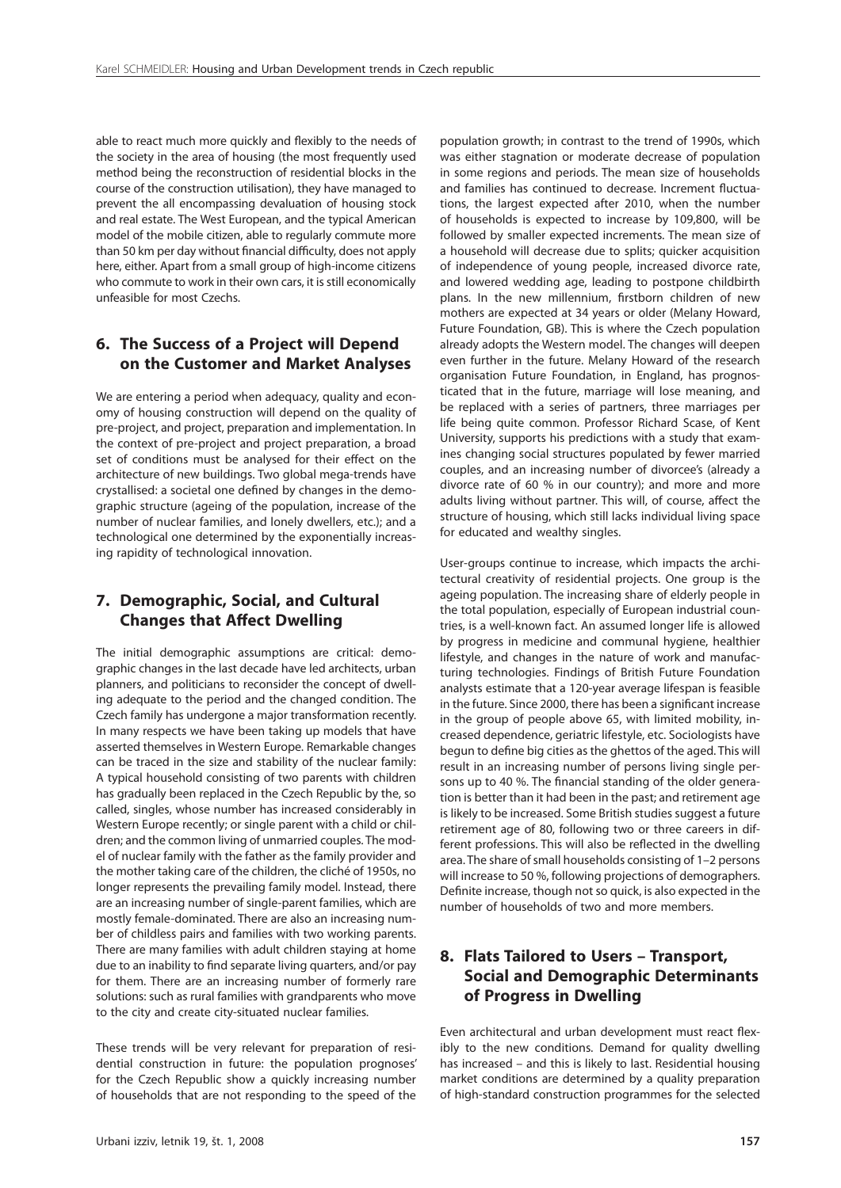able to react much more quickly and flexibly to the needs of the society in the area of housing (the most frequently used method being the reconstruction of residential blocks in the course of the construction utilisation), they have managed to prevent the all encompassing devaluation of housing stock and real estate. The West European, and the typical American model of the mobile citizen, able to regularly commute more than 50 km per day without financial difficulty, does not apply here, either. Apart from a small group of high-income citizens who commute to work in their own cars, it is still economically unfeasible for most Czechs.

## 6. The Success of a Project will Depend on the Customer and Market Analyses

We are entering a period when adequacy, quality and economy of housing construction will depend on the quality of pre-project, and project, preparation and implementation. In the context of pre-project and project preparation, a broad set of conditions must be analysed for their effect on the architecture of new buildings. Two global mega-trends have crystallised: a societal one defined by changes in the demographic structure (ageing of the population, increase of the number of nuclear families, and lonely dwellers, etc.); and a technological one determined by the exponentially increasing rapidity of technological innovation.

## 7. Demographic, Social, and Cultural Changes that Affect Dwelling

The initial demographic assumptions are critical: demographic changes in the last decade have led architects, urban planners, and politicians to reconsider the concept of dwelling adequate to the period and the changed condition. The Czech family has undergone a major transformation recently. In many respects we have been taking up models that have asserted themselves in Western Europe. Remarkable changes can be traced in the size and stability of the nuclear family: A typical household consisting of two parents with children has gradually been replaced in the Czech Republic by the, so called, singles, whose number has increased considerably in Western Europe recently; or single parent with a child or children; and the common living of unmarried couples. The model of nuclear family with the father as the family provider and the mother taking care of the children, the cliché of 1950s, no longer represents the prevailing family model. Instead, there are an increasing number of single-parent families, which are mostly female-dominated. There are also an increasing number of childless pairs and families with two working parents. There are many families with adult children staying at home due to an inability to find separate living quarters, and/or pay for them. There are an increasing number of formerly rare solutions: such as rural families with grandparents who move to the city and create city-situated nuclear families.

These trends will be very relevant for preparation of residential construction in future: the population prognoses' for the Czech Republic show a quickly increasing number of households that are not responding to the speed of the population growth; in contrast to the trend of 1990s, which was either stagnation or moderate decrease of population in some regions and periods. The mean size of households and families has continued to decrease. Increment fluctuations, the largest expected after 2010, when the number of households is expected to increase by 109,800, will be followed by smaller expected increments. The mean size of a household will decrease due to splits; quicker acquisition of independence of young people, increased divorce rate, and lowered wedding age, leading to postpone childbirth plans. In the new millennium, firstborn children of new mothers are expected at 34 years or older (Melany Howard, Future Foundation, GB). This is where the Czech population already adopts the Western model. The changes will deepen even further in the future. Melany Howard of the research organisation Future Foundation, in England, has prognosticated that in the future, marriage will lose meaning, and be replaced with a series of partners, three marriages per life being quite common. Professor Richard Scase, of Kent University, supports his predictions with a study that examines changing social structures populated by fewer married couples, and an increasing number of divorcee's (already a divorce rate of 60 % in our country); and more and more adults living without partner. This will, of course, affect the structure of housing, which still lacks individual living space for educated and wealthy singles.

User-groups continue to increase, which impacts the architectural creativity of residential projects. One group is the ageing population. The increasing share of elderly people in the total population, especially of European industrial countries, is a well-known fact. An assumed longer life is allowed by progress in medicine and communal hygiene, healthier lifestyle, and changes in the nature of work and manufacturing technologies. Findings of British Future Foundation analysts estimate that a 120-year average lifespan is feasible in the future. Since 2000, there has been a significant increase in the group of people above 65, with limited mobility, increased dependence, geriatric lifestyle, etc. Sociologists have begun to define big cities as the ghettos of the aged. This will result in an increasing number of persons living single persons up to 40 %. The financial standing of the older generation is better than it had been in the past; and retirement age is likely to be increased. Some British studies suggest a future retirement age of 80, following two or three careers in different professions. This will also be reflected in the dwelling area. The share of small households consisting of 1–2 persons will increase to 50 %, following projections of demographers. Definite increase, though not so quick, is also expected in the number of households of two and more members.

## 8. Flats Tailored to Users – Transport, Social and Demographic Determinants of Progress in Dwelling

Even architectural and urban development must react flexibly to the new conditions. Demand for quality dwelling has increased – and this is likely to last. Residential housing market conditions are determined by a quality preparation of high-standard construction programmes for the selected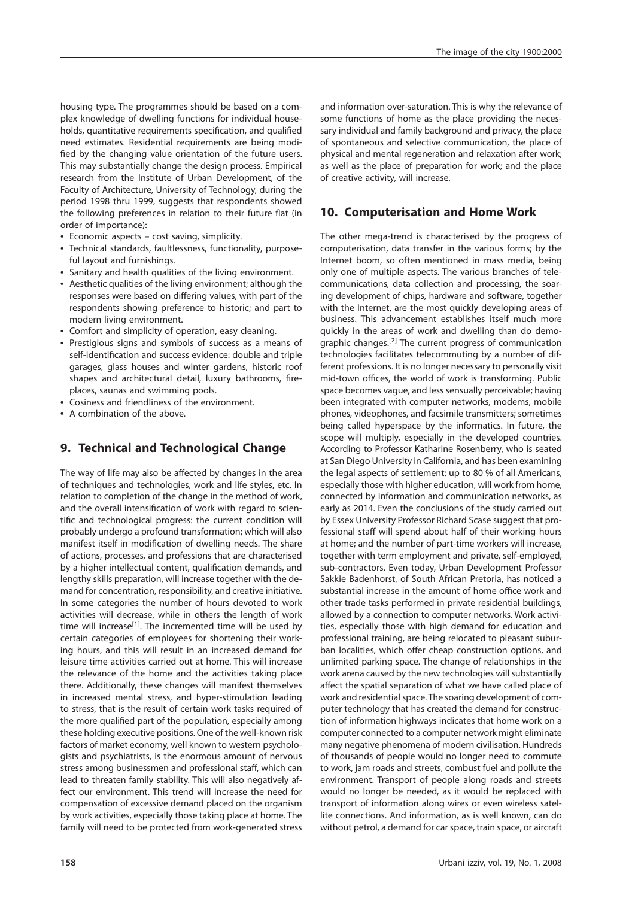housing type. The programmes should be based on a complex knowledge of dwelling functions for individual households, quantitative requirements specification, and qualified need estimates. Residential requirements are being modified by the changing value orientation of the future users. This may substantially change the design process. Empirical research from the Institute of Urban Development, of the Faculty of Architecture, University of Technology, during the period 1998 thru 1999, suggests that respondents showed the following preferences in relation to their future flat (in order of importance):

- Economic aspects – cost saving, simplicity.
- Technical standards, faultlessness, functionality, purposeful layout and furnishings.
- Sanitary and health qualities of the living environment.
- Aesthetic qualities of the living environment; although the responses were based on differing values, with part of the respondents showing preference to historic; and part to modern living environment.
- Comfort and simplicity of operation, easy cleaning.
- Prestigious signs and symbols of success as a means of self-identification and success evidence: double and triple garages, glass houses and winter gardens, historic roof shapes and architectural detail, luxury bathrooms, fireplaces, saunas and swimming pools.
- Cosiness and friendliness of the environment.
- A combination of the above.

## 9. Technical and Technological Change

The way of life may also be affected by changes in the area of techniques and technologies, work and life styles, etc. In relation to completion of the change in the method of work, and the overall intensification of work with regard to scientific and technological progress: the current condition will probably undergo a profound transformation; which will also manifest itself in modification of dwelling needs. The share of actions, processes, and professions that are characterised by a higher intellectual content, qualification demands, and lengthy skills preparation, will increase together with the demand for concentration, responsibility, and creative initiative. In some categories the number of hours devoted to work activities will decrease, while in others the length of work time will increase[1]. The incremented time will be used by certain categories of employees for shortening their working hours, and this will result in an increased demand for leisure time activities carried out at home. This will increase the relevance of the home and the activities taking place there. Additionally, these changes will manifest themselves in increased mental stress, and hyper-stimulation leading to stress, that is the result of certain work tasks required of the more qualified part of the population, especially among these holding executive positions. One of the well-known risk factors of market economy, well known to western psychologists and psychiatrists, is the enormous amount of nervous stress among businessmen and professional staff, which can lead to threaten family stability. This will also negatively affect our environment. This trend will increase the need for compensation of excessive demand placed on the organism by work activities, especially those taking place at home. The family will need to be protected from work-generated stress and information over-saturation. This is why the relevance of some functions of home as the place providing the necessary individual and family background and privacy, the place of spontaneous and selective communication, the place of physical and mental regeneration and relaxation after work; as well as the place of preparation for work; and the place of creative activity, will increase.

## 10. Computerisation and Home Work

The other mega-trend is characterised by the progress of computerisation, data transfer in the various forms; by the Internet boom, so often mentioned in mass media, being only one of multiple aspects. The various branches of telecommunications, data collection and processing, the soaring development of chips, hardware and software, together with the Internet, are the most quickly developing areas of business. This advancement establishes itself much more quickly in the areas of work and dwelling than do demographic changes.[2] The current progress of communication technologies facilitates telecommuting by a number of different professions. It is no longer necessary to personally visit mid-town offices, the world of work is transforming. Public space becomes vague, and less sensually perceivable; having been integrated with computer networks, modems, mobile phones, videophones, and facsimile transmitters; sometimes being called hyperspace by the informatics. In future, the scope will multiply, especially in the developed countries. According to Professor Katharine Rosenberry, who is seated at San Diego University in California, and has been examining the legal aspects of settlement: up to 80 % of all Americans, especially those with higher education, will work from home, connected by information and communication networks, as early as 2014. Even the conclusions of the study carried out by Essex University Professor Richard Scase suggest that professional staff will spend about half of their working hours at home; and the number of part-time workers will increase, together with term employment and private, self-employed, sub-contractors. Even today, Urban Development Professor Sakkie Badenhorst, of South African Pretoria, has noticed a substantial increase in the amount of home office work and other trade tasks performed in private residential buildings, allowed by a connection to computer networks. Work activities, especially those with high demand for education and professional training, are being relocated to pleasant suburban localities, which offer cheap construction options, and unlimited parking space. The change of relationships in the work arena caused by the new technologies will substantially affect the spatial separation of what we have called place of work and residential space. The soaring development of computer technology that has created the demand for construction of information highways indicates that home work on a computer connected to a computer network might eliminate many negative phenomena of modern civilisation. Hundreds of thousands of people would no longer need to commute to work, jam roads and streets, combust fuel and pollute the environment. Transport of people along roads and streets would no longer be needed, as it would be replaced with transport of information along wires or even wireless satellite connections. And information, as is well known, can do without petrol, a demand for car space, train space, or aircraft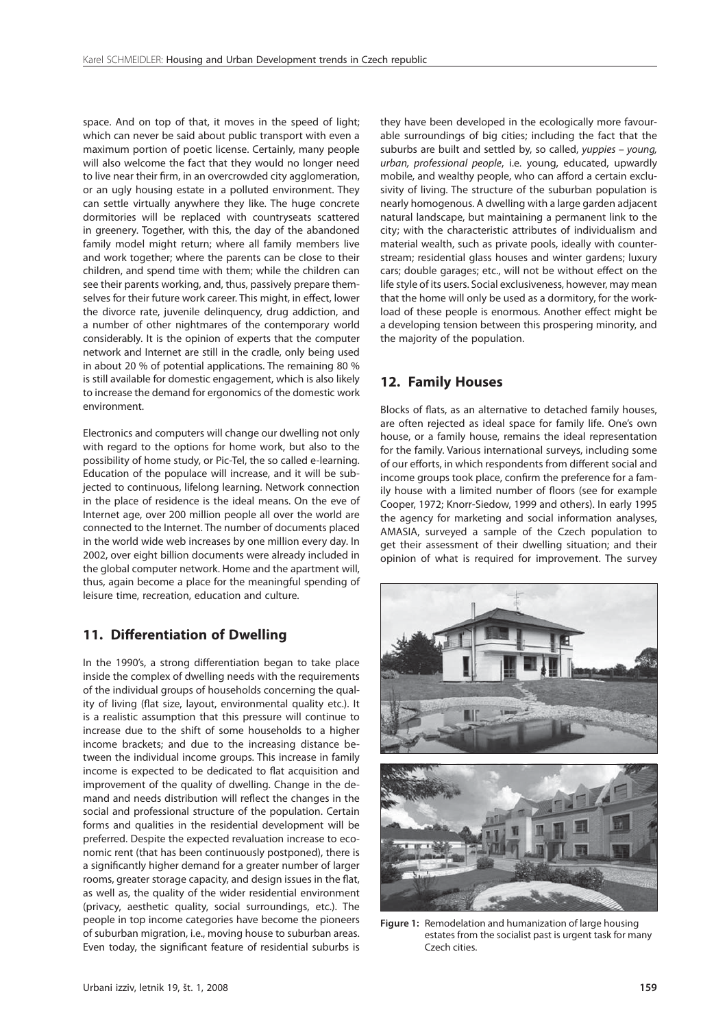space. And on top of that, it moves in the speed of light; which can never be said about public transport with even a maximum portion of poetic license. Certainly, many people will also welcome the fact that they would no longer need to live near their firm, in an overcrowded city agglomeration, or an ugly housing estate in a polluted environment. They can settle virtually anywhere they like. The huge concrete dormitories will be replaced with countryseats scattered in greenery. Together, with this, the day of the abandoned family model might return; where all family members live and work together; where the parents can be close to their children, and spend time with them; while the children can see their parents working, and, thus, passively prepare themselves for their future work career. This might, in effect, lower the divorce rate, juvenile delinquency, drug addiction, and a number of other nightmares of the contemporary world considerably. It is the opinion of experts that the computer network and Internet are still in the cradle, only being used in about 20 % of potential applications. The remaining 80 % is still available for domestic engagement, which is also likely to increase the demand for ergonomics of the domestic work environment.

Electronics and computers will change our dwelling not only with regard to the options for home work, but also to the possibility of home study, or Pic-Tel, the so called e-learning. Education of the populace will increase, and it will be subjected to continuous, lifelong learning. Network connection in the place of residence is the ideal means. On the eve of Internet age, over 200 million people all over the world are connected to the Internet. The number of documents placed in the world wide web increases by one million every day. In 2002, over eight billion documents were already included in the global computer network. Home and the apartment will, thus, again become a place for the meaningful spending of leisure time, recreation, education and culture.

## 11. Differentiation of Dwelling

In the 1990's, a strong differentiation began to take place inside the complex of dwelling needs with the requirements of the individual groups of households concerning the quality of living (flat size, layout, environmental quality etc.). It is a realistic assumption that this pressure will continue to increase due to the shift of some households to a higher income brackets; and due to the increasing distance between the individual income groups. This increase in family income is expected to be dedicated to flat acquisition and improvement of the quality of dwelling. Change in the demand and needs distribution will reflect the changes in the social and professional structure of the population. Certain forms and qualities in the residential development will be preferred. Despite the expected revaluation increase to economic rent (that has been continuously postponed), there is a significantly higher demand for a greater number of larger rooms, greater storage capacity, and design issues in the flat, as well as, the quality of the wider residential environment (privacy, aesthetic quality, social surroundings, etc.). The people in top income categories have become the pioneers of suburban migration, i.e., moving house to suburban areas. Even today, the significant feature of residential suburbs is they have been developed in the ecologically more favourable surroundings of big cities; including the fact that the suburbs are built and settled by, so called, *yuppies – young, urban, professional people*, i.e. young, educated, upwardly mobile, and wealthy people, who can afford a certain exclusivity of living. The structure of the suburban population is nearly homogenous. A dwelling with a large garden adjacent natural landscape, but maintaining a permanent link to the city; with the characteristic attributes of individualism and material wealth, such as private pools, ideally with counterstream; residential glass houses and winter gardens; luxury cars; double garages; etc., will not be without effect on the life style of its users. Social exclusiveness, however, may mean that the home will only be used as a dormitory, for the workload of these people is enormous. Another effect might be a developing tension between this prospering minority, and the majority of the population.

## 12. Family Houses

Blocks of flats, as an alternative to detached family houses, are often rejected as ideal space for family life. One's own house, or a family house, remains the ideal representation for the family. Various international surveys, including some of our efforts, in which respondents from different social and income groups took place, confirm the preference for a family house with a limited number of floors (see for example Cooper, 1972; Knorr-Siedow, 1999 and others). In early 1995 the agency for marketing and social information analyses, AMASIA, surveyed a sample of the Czech population to get their assessment of their dwelling situation; and their opinion of what is required for improvement. The survey

**Figure 1:** Remodelation and humanization of large housing estates from the socialist past is urgent task for many Czech cities.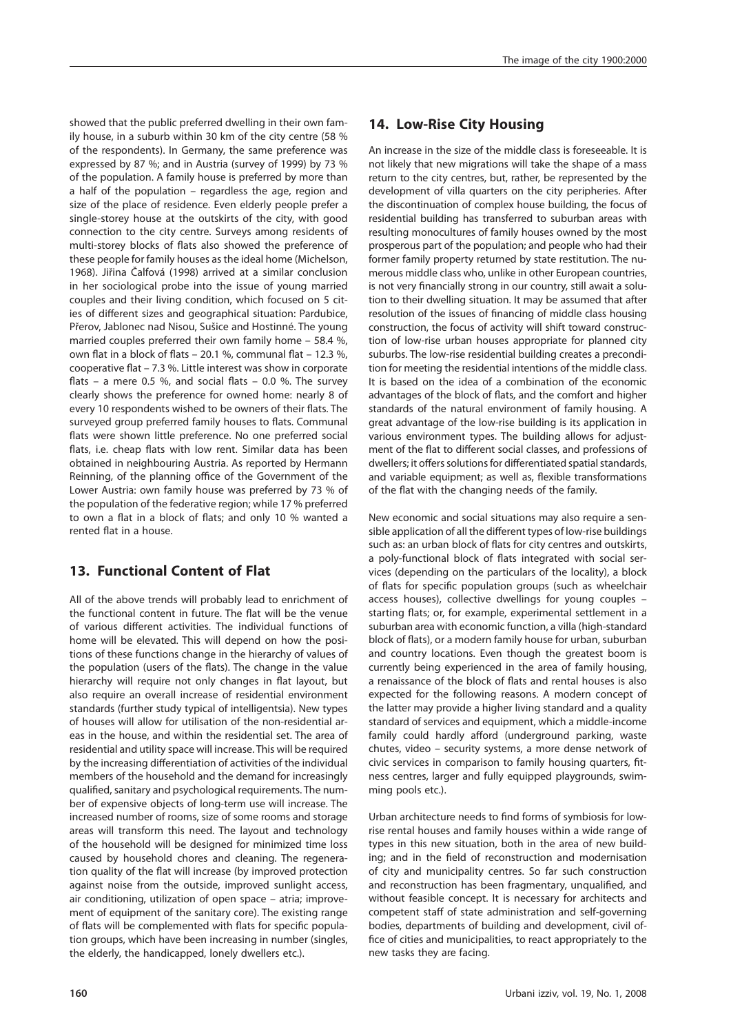showed that the public preferred dwelling in their own family house, in a suburb within 30 km of the city centre (58 % of the respondents). In Germany, the same preference was expressed by 87 %; and in Austria (survey of 1999) by 73 % of the population. A family house is preferred by more than a half of the population – regardless the age, region and size of the place of residence. Even elderly people prefer a single-storey house at the outskirts of the city, with good connection to the city centre. Surveys among residents of multi-storey blocks of flats also showed the preference of these people for family houses as the ideal home (Michelson, 1968). Jiřina Čalfová (1998) arrived at a similar conclusion in her sociological probe into the issue of young married couples and their living condition, which focused on 5 cities of different sizes and geographical situation: Pardubice, Přerov, Jablonec nad Nisou, Sušice and Hostinné. The young married couples preferred their own family home – 58.4 %, own flat in a block of flats – 20.1 %, communal flat – 12.3 %, cooperative flat – 7.3 %. Little interest was show in corporate flats – a mere 0.5 %, and social flats – 0.0 %. The survey clearly shows the preference for owned home: nearly 8 of every 10 respondents wished to be owners of their flats. The surveyed group preferred family houses to flats. Communal flats were shown little preference. No one preferred social flats, i.e. cheap flats with low rent. Similar data has been obtained in neighbouring Austria. As reported by Hermann Reinning, of the planning office of the Government of the Lower Austria: own family house was preferred by 73 % of the population of the federative region; while 17 % preferred to own a flat in a block of flats; and only 10 % wanted a rented flat in a house.

## 13. Functional Content of Flat

All of the above trends will probably lead to enrichment of the functional content in future. The flat will be the venue of various different activities. The individual functions of home will be elevated. This will depend on how the positions of these functions change in the hierarchy of values of the population (users of the flats). The change in the value hierarchy will require not only changes in flat layout, but also require an overall increase of residential environment standards (further study typical of intelligentsia). New types of houses will allow for utilisation of the non-residential areas in the house, and within the residential set. The area of residential and utility space will increase. This will be required by the increasing differentiation of activities of the individual members of the household and the demand for increasingly qualified, sanitary and psychological requirements. The number of expensive objects of long-term use will increase. The increased number of rooms, size of some rooms and storage areas will transform this need. The layout and technology of the household will be designed for minimized time loss caused by household chores and cleaning. The regeneration quality of the flat will increase (by improved protection against noise from the outside, improved sunlight access, air conditioning, utilization of open space – atria; improvement of equipment of the sanitary core). The existing range of flats will be complemented with flats for specific population groups, which have been increasing in number (singles, the elderly, the handicapped, lonely dwellers etc.).

## 14. Low-Rise City Housing

An increase in the size of the middle class is foreseeable. It is not likely that new migrations will take the shape of a mass return to the city centres, but, rather, be represented by the development of villa quarters on the city peripheries. After the discontinuation of complex house building, the focus of residential building has transferred to suburban areas with resulting monocultures of family houses owned by the most prosperous part of the population; and people who had their former family property returned by state restitution. The numerous middle class who, unlike in other European countries, is not very financially strong in our country, still await a solution to their dwelling situation. It may be assumed that after resolution of the issues of financing of middle class housing construction, the focus of activity will shift toward construction of low-rise urban houses appropriate for planned city suburbs. The low-rise residential building creates a precondition for meeting the residential intentions of the middle class. It is based on the idea of a combination of the economic advantages of the block of flats, and the comfort and higher standards of the natural environment of family housing. A great advantage of the low-rise building is its application in various environment types. The building allows for adjustment of the flat to different social classes, and professions of dwellers; it offers solutions for differentiated spatial standards, and variable equipment; as well as, flexible transformations of the flat with the changing needs of the family.

New economic and social situations may also require a sensible application of all the different types of low-rise buildings such as: an urban block of flats for city centres and outskirts, a poly-functional block of flats integrated with social services (depending on the particulars of the locality), a block of flats for specific population groups (such as wheelchair access houses), collective dwellings for young couples – starting flats; or, for example, experimental settlement in a suburban area with economic function, a villa (high-standard block of flats), or a modern family house for urban, suburban and country locations. Even though the greatest boom is currently being experienced in the area of family housing, a renaissance of the block of flats and rental houses is also expected for the following reasons. A modern concept of the latter may provide a higher living standard and a quality standard of services and equipment, which a middle-income family could hardly afford (underground parking, waste chutes, video – security systems, a more dense network of civic services in comparison to family housing quarters, fitness centres, larger and fully equipped playgrounds, swimming pools etc.).

Urban architecture needs to find forms of symbiosis for low-rise rental houses and family houses within a wide range of types in this new situation, both in the area of new building; and in the field of reconstruction and modernisation of city and municipality centres. So far such construction and reconstruction has been fragmentary, unqualified, and without feasible concept. It is necessary for architects and competent staff of state administration and self-governing bodies, departments of building and development, civil office of cities and municipalities, to react appropriately to the new tasks they are facing.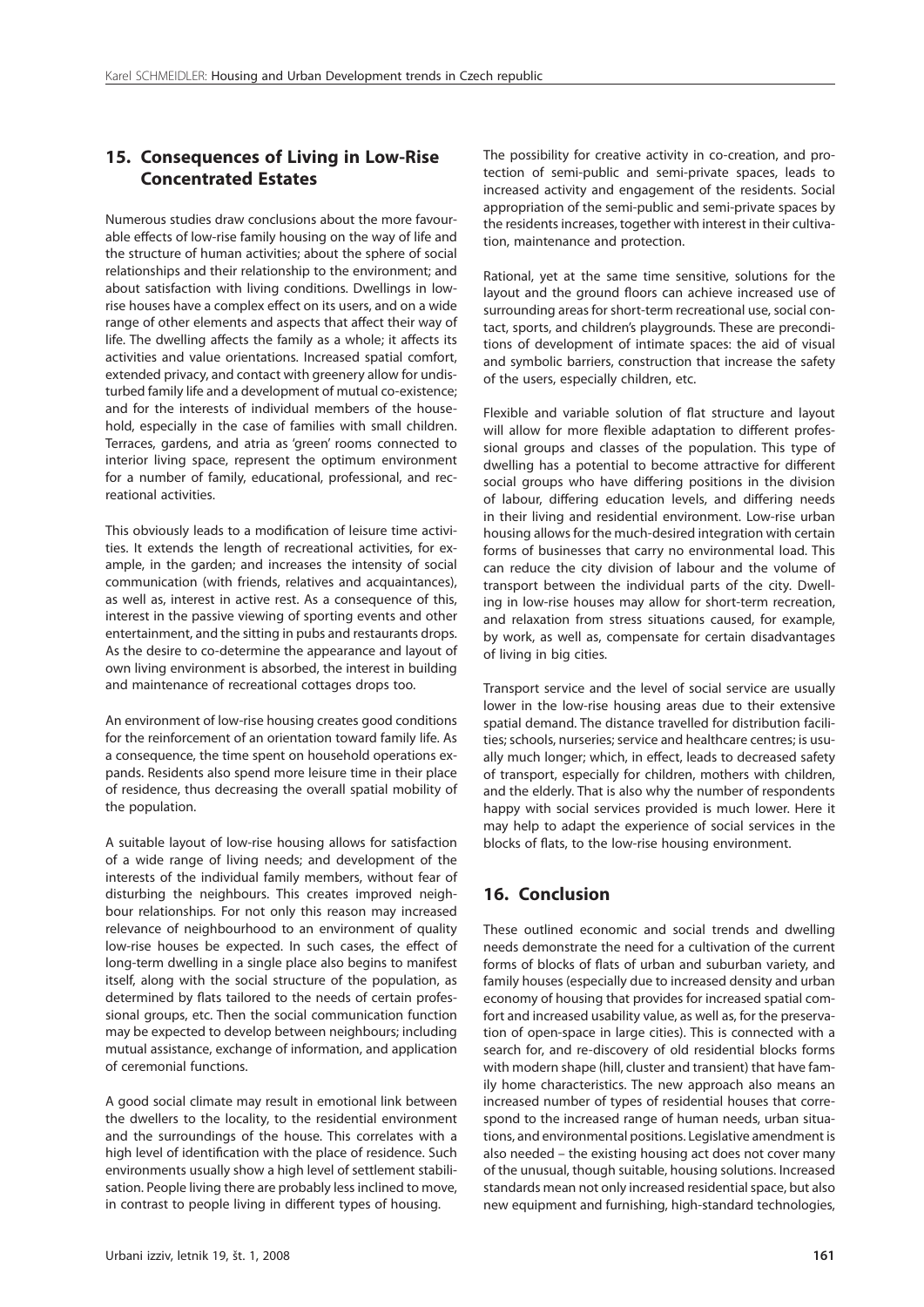## 15. Consequences of Living in Low-Rise Concentrated Estates

Numerous studies draw conclusions about the more favourable effects of low-rise family housing on the way of life and the structure of human activities; about the sphere of social relationships and their relationship to the environment; and about satisfaction with living conditions. Dwellings in low-rise houses have a complex effect on its users, and on a wide range of other elements and aspects that affect their way of life. The dwelling affects the family as a whole; it affects its activities and value orientations. Increased spatial comfort, extended privacy, and contact with greenery allow for undisturbed family life and a development of mutual co-existence; and for the interests of individual members of the household, especially in the case of families with small children. Terraces, gardens, and atria as 'green' rooms connected to interior living space, represent the optimum environment for a number of family, educational, professional, and recreational activities.

This obviously leads to a modification of leisure time activities. It extends the length of recreational activities, for example, in the garden; and increases the intensity of social communication (with friends, relatives and acquaintances), as well as, interest in active rest. As a consequence of this, interest in the passive viewing of sporting events and other entertainment, and the sitting in pubs and restaurants drops. As the desire to co-determine the appearance and layout of own living environment is absorbed, the interest in building and maintenance of recreational cottages drops too.

An environment of low-rise housing creates good conditions for the reinforcement of an orientation toward family life. As a consequence, the time spent on household operations expands. Residents also spend more leisure time in their place of residence, thus decreasing the overall spatial mobility of the population.

A suitable layout of low-rise housing allows for satisfaction of a wide range of living needs; and development of the interests of the individual family members, without fear of disturbing the neighbours. This creates improved neighbour relationships. For not only this reason may increased relevance of neighbourhood to an environment of quality low-rise houses be expected. In such cases, the effect of long-term dwelling in a single place also begins to manifest itself, along with the social structure of the population, as determined by flats tailored to the needs of certain professional groups, etc. Then the social communication function may be expected to develop between neighbours; including mutual assistance, exchange of information, and application of ceremonial functions.

A good social climate may result in emotional link between the dwellers to the locality, to the residential environment and the surroundings of the house. This correlates with a high level of identification with the place of residence. Such environments usually show a high level of settlement stabilisation. People living there are probably less inclined to move, in contrast to people living in different types of housing.

The possibility for creative activity in co-creation, and protection of semi-public and semi-private spaces, leads to increased activity and engagement of the residents. Social appropriation of the semi-public and semi-private spaces by the residents increases, together with interest in their cultivation, maintenance and protection.

Rational, yet at the same time sensitive, solutions for the layout and the ground floors can achieve increased use of surrounding areas for short-term recreational use, social contact, sports, and children's playgrounds. These are preconditions of development of intimate spaces: the aid of visual and symbolic barriers, construction that increase the safety of the users, especially children, etc.

Flexible and variable solution of flat structure and layout will allow for more flexible adaptation to different professional groups and classes of the population. This type of dwelling has a potential to become attractive for different social groups who have differing positions in the division of labour, differing education levels, and differing needs in their living and residential environment. Low-rise urban housing allows for the much-desired integration with certain forms of businesses that carry no environmental load. This can reduce the city division of labour and the volume of transport between the individual parts of the city. Dwelling in low-rise houses may allow for short-term recreation, and relaxation from stress situations caused, for example, by work, as well as, compensate for certain disadvantages of living in big cities.

Transport service and the level of social service are usually lower in the low-rise housing areas due to their extensive spatial demand. The distance travelled for distribution facilities; schools, nurseries; service and healthcare centres; is usually much longer; which, in effect, leads to decreased safety of transport, especially for children, mothers with children, and the elderly. That is also why the number of respondents happy with social services provided is much lower. Here it may help to adapt the experience of social services in the blocks of flats, to the low-rise housing environment.

## 16. Conclusion

These outlined economic and social trends and dwelling needs demonstrate the need for a cultivation of the current forms of blocks of flats of urban and suburban variety, and family houses (especially due to increased density and urban economy of housing that provides for increased spatial comfort and increased usability value, as well as, for the preservation of open-space in large cities). This is connected with a search for, and re-discovery of old residential blocks forms with modern shape (hill, cluster and transient) that have family home characteristics. The new approach also means an increased number of types of residential houses that correspond to the increased range of human needs, urban situations, and environmental positions. Legislative amendment is also needed – the existing housing act does not cover many of the unusual, though suitable, housing solutions. Increased standards mean not only increased residential space, but also new equipment and furnishing, high-standard technologies,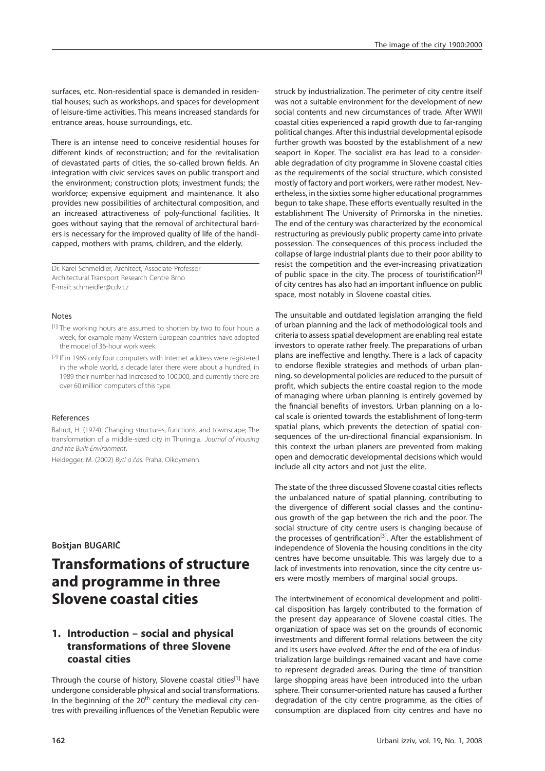surfaces, etc. Non-residential space is demanded in residential houses; such as workshops, and spaces for development of leisure-time activities. This means increased standards for entrance areas, house surroundings, etc.

There is an intense need to conceive residential houses for different kinds of reconstruction; and for the revitalisation of devastated parts of cities, the so-called brown fields. An integration with civic services saves on public transport and the environment; construction plots; investment funds; the workforce; expensive equipment and maintenance. It also provides new possibilities of architectural composition, and an increased attractiveness of poly-functional facilities. It goes without saying that the removal of architectural barriers is necessary for the improved quality of life of the handicapped, mothers with prams, children, and the elderly.

Dr. Karel Schmeidler, Architect, Associate Professor
Architectural Transport Research Centre Brno
E-mail: schmeidler@cdv.cz

### Notes

[1] The working hours are assumed to shorten by two to four hours a week, for example many Western European countries have adopted the model of 36-hour work week.

[2] If in 1969 only four computers with Internet address were registered in the whole world, a decade later there were about a hundred, in 1989 their number had increased to 100,000, and currently there are over 60 million computers of this type.

### References

Bahrdt, H. (1974) Changing structures, functions, and townscape; The transformation of a middle-sized city in Thuringia. *Journal of Housing and the Built Environment.*

Heidegger, M. (2002) *Bytí a čas.* Praha, Oikoymenh.

**Boštjan BUGARIČ**

# Transformations of structure and programme in three Slovene coastal cities

## 1. Introduction – social and physical transformations of three Slovene coastal cities

Through the course of history, Slovene coastal cities[1] have undergone considerable physical and social transformations. In the beginning of the 20th century the medieval city centres with prevailing influences of the Venetian Republic were struck by industrialization. The perimeter of city centre itself was not a suitable environment for the development of new social contents and new circumstances of trade. After WWII coastal cities experienced a rapid growth due to far-ranging political changes. After this industrial developmental episode further growth was boosted by the establishment of a new seaport in Koper. The socialist era has lead to a considerable degradation of city programme in Slovene coastal cities as the requirements of the social structure, which consisted mostly of factory and port workers, were rather modest. Nevertheless, in the sixties some higher educational programmes begun to take shape. These efforts eventually resulted in the establishment The University of Primorska in the nineties. The end of the century was characterized by the economical restructuring as previously public property came into private possession. The consequences of this process included the collapse of large industrial plants due to their poor ability to resist the competition and the ever-increasing privatization of public space in the city. The process of touristification[2] of city centres has also had an important influence on public space, most notably in Slovene coastal cities.

The unsuitable and outdated legislation arranging the field of urban planning and the lack of methodological tools and criteria to assess spatial development are enabling real estate investors to operate rather freely. The preparations of urban plans are ineffective and lengthy. There is a lack of capacity to endorse flexible strategies and methods of urban planning, so developmental policies are reduced to the pursuit of profit, which subjects the entire coastal region to the mode of managing where urban planning is entirely governed by the financial benefits of investors. Urban planning on a local scale is oriented towards the establishment of long-term spatial plans, which prevents the detection of spatial consequences of the un-directional financial expansionism. In this context the urban planers are prevented from making open and democratic developmental decisions which would include all city actors and not just the elite.

The state of the three discussed Slovene coastal cities reflects the unbalanced nature of spatial planning, contributing to the divergence of different social classes and the continuous growth of the gap between the rich and the poor. The social structure of city centre users is changing because of the processes of gentrification[3]. After the establishment of independence of Slovenia the housing conditions in the city centres have become unsuitable. This was largely due to a lack of investments into renovation, since the city centre users were mostly members of marginal social groups.

The intertwinement of economical development and political disposition has largely contributed to the formation of the present day appearance of Slovene coastal cities. The organization of space was set on the grounds of economic investments and different formal relations between the city and its users have evolved. After the end of the era of industrialization large buildings remained vacant and have come to represent degraded areas. During the time of transition large shopping areas have been introduced into the urban sphere. Their consumer-oriented nature has caused a further degradation of the city centre programme, as the cities of consumption are displaced from city centres and have no